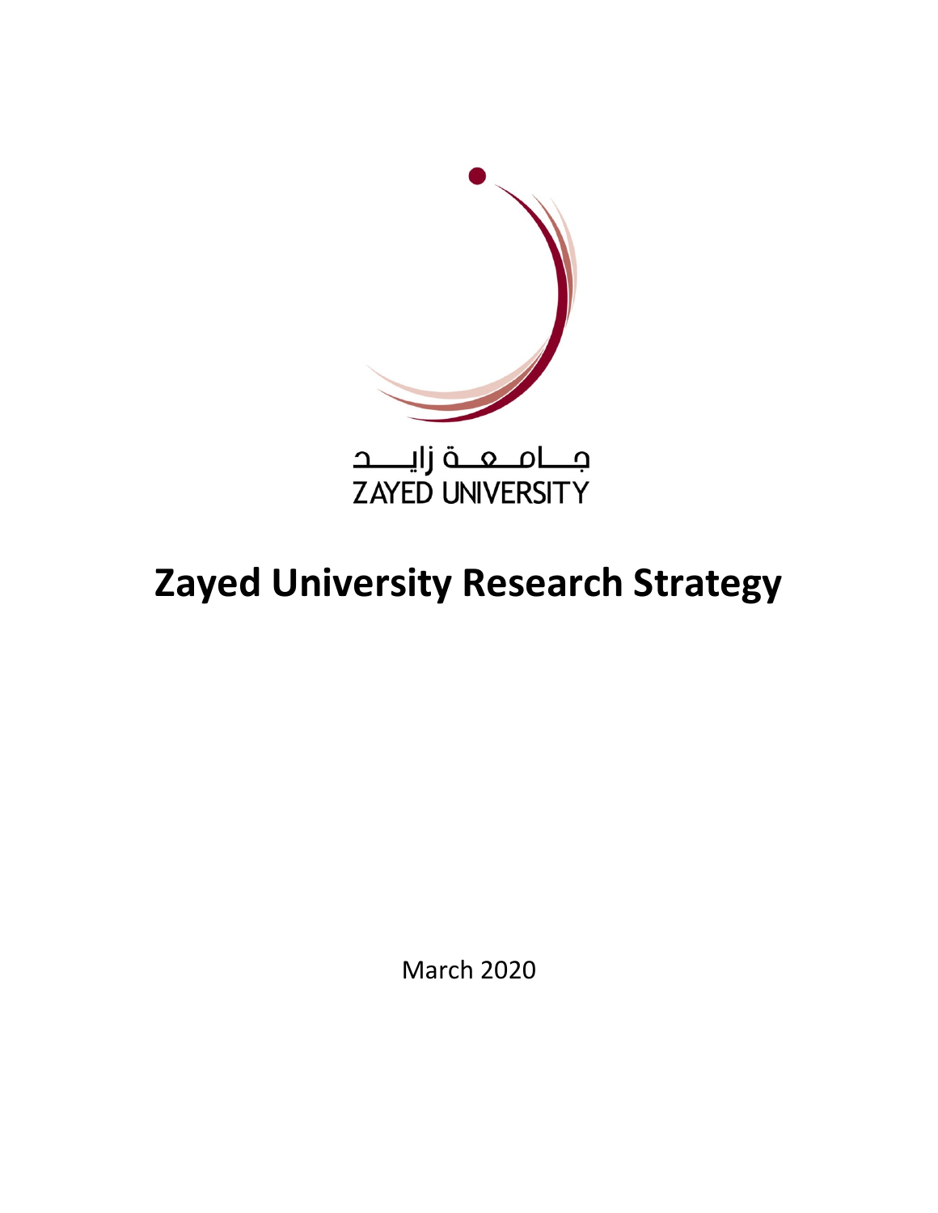جـــامـــعـــة زايـــــد
ZAYED UNIVERSITY

# Zayed University Research Strategy

March 2020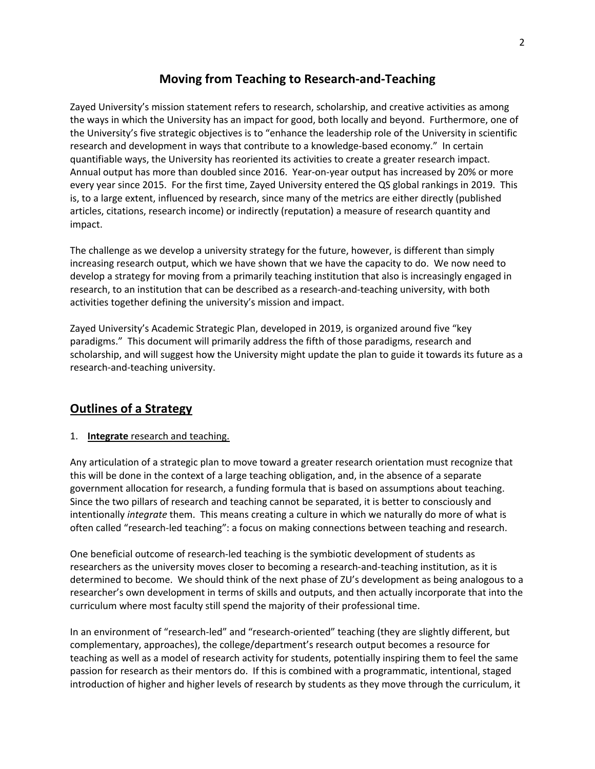# Moving from Teaching to Research-and-Teaching

Zayed University's mission statement refers to research, scholarship, and creative activities as among the ways in which the University has an impact for good, both locally and beyond. Furthermore, one of the University's five strategic objectives is to "enhance the leadership role of the University in scientific research and development in ways that contribute to a knowledge-based economy." In certain quantifiable ways, the University has reoriented its activities to create a greater research impact. Annual output has more than doubled since 2016. Year-on-year output has increased by 20% or more every year since 2015. For the first time, Zayed University entered the QS global rankings in 2019. This is, to a large extent, influenced by research, since many of the metrics are either directly (published articles, citations, research income) or indirectly (reputation) a measure of research quantity and impact.

The challenge as we develop a university strategy for the future, however, is different than simply increasing research output, which we have shown that we have the capacity to do. We now need to develop a strategy for moving from a primarily teaching institution that also is increasingly engaged in research, to an institution that can be described as a research-and-teaching university, with both activities together defining the university's mission and impact.

Zayed University's Academic Strategic Plan, developed in 2019, is organized around five "key paradigms." This document will primarily address the fifth of those paradigms, research and scholarship, and will suggest how the University might update the plan to guide it towards its future as a research-and-teaching university.

## Outlines of a Strategy

1. **Integrate** research and teaching.

Any articulation of a strategic plan to move toward a greater research orientation must recognize that this will be done in the context of a large teaching obligation, and, in the absence of a separate government allocation for research, a funding formula that is based on assumptions about teaching. Since the two pillars of research and teaching cannot be separated, it is better to consciously and intentionally *integrate* them. This means creating a culture in which we naturally do more of what is often called "research-led teaching": a focus on making connections between teaching and research.

One beneficial outcome of research-led teaching is the symbiotic development of students as researchers as the university moves closer to becoming a research-and-teaching institution, as it is determined to become. We should think of the next phase of ZU's development as being analogous to a researcher's own development in terms of skills and outputs, and then actually incorporate that into the curriculum where most faculty still spend the majority of their professional time.

In an environment of "research-led" and "research-oriented" teaching (they are slightly different, but complementary, approaches), the college/department's research output becomes a resource for teaching as well as a model of research activity for students, potentially inspiring them to feel the same passion for research as their mentors do. If this is combined with a programmatic, intentional, staged introduction of higher and higher levels of research by students as they move through the curriculum, it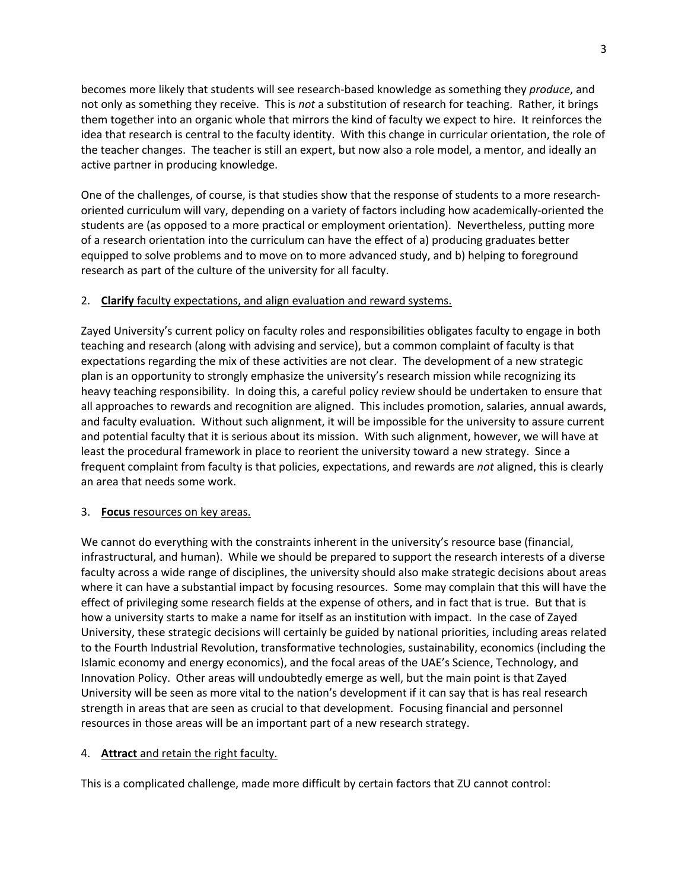becomes more likely that students will see research-based knowledge as something they *produce*, and not only as something they receive. This is *not* a substitution of research for teaching. Rather, it brings them together into an organic whole that mirrors the kind of faculty we expect to hire. It reinforces the idea that research is central to the faculty identity. With this change in curricular orientation, the role of the teacher changes. The teacher is still an expert, but now also a role model, a mentor, and ideally an active partner in producing knowledge.

One of the challenges, of course, is that studies show that the response of students to a more research-oriented curriculum will vary, depending on a variety of factors including how academically-oriented the students are (as opposed to a more practical or employment orientation). Nevertheless, putting more of a research orientation into the curriculum can have the effect of a) producing graduates better equipped to solve problems and to move on to more advanced study, and b) helping to foreground research as part of the culture of the university for all faculty.

2. <u>**Clarify** faculty expectations, and align evaluation and reward systems.</u>

Zayed University's current policy on faculty roles and responsibilities obligates faculty to engage in both teaching and research (along with advising and service), but a common complaint of faculty is that expectations regarding the mix of these activities are not clear. The development of a new strategic plan is an opportunity to strongly emphasize the university's research mission while recognizing its heavy teaching responsibility. In doing this, a careful policy review should be undertaken to ensure that all approaches to rewards and recognition are aligned. This includes promotion, salaries, annual awards, and faculty evaluation. Without such alignment, it will be impossible for the university to assure current and potential faculty that it is serious about its mission. With such alignment, however, we will have at least the procedural framework in place to reorient the university toward a new strategy. Since a frequent complaint from faculty is that policies, expectations, and rewards are *not* aligned, this is clearly an area that needs some work.

3. <u>**Focus** resources on key areas.</u>

We cannot do everything with the constraints inherent in the university's resource base (financial, infrastructural, and human). While we should be prepared to support the research interests of a diverse faculty across a wide range of disciplines, the university should also make strategic decisions about areas where it can have a substantial impact by focusing resources. Some may complain that this will have the effect of privileging some research fields at the expense of others, and in fact that is true. But that is how a university starts to make a name for itself as an institution with impact. In the case of Zayed University, these strategic decisions will certainly be guided by national priorities, including areas related to the Fourth Industrial Revolution, transformative technologies, sustainability, economics (including the Islamic economy and energy economics), and the focal areas of the UAE's Science, Technology, and Innovation Policy. Other areas will undoubtedly emerge as well, but the main point is that Zayed University will be seen as more vital to the nation's development if it can say that is has real research strength in areas that are seen as crucial to that development. Focusing financial and personnel resources in those areas will be an important part of a new research strategy.

4. <u>**Attract** and retain the right faculty.</u>

This is a complicated challenge, made more difficult by certain factors that ZU cannot control: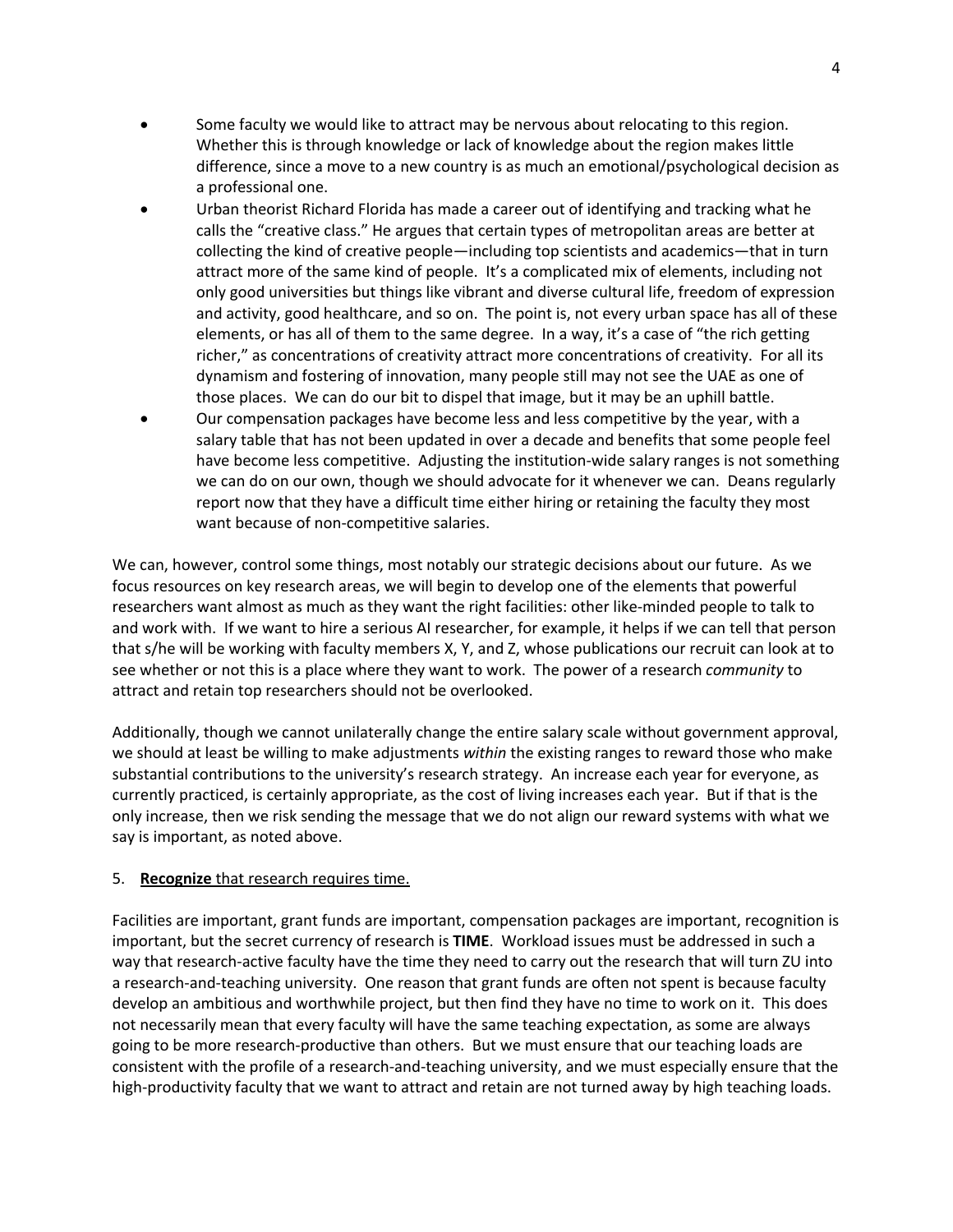- Some faculty we would like to attract may be nervous about relocating to this region. Whether this is through knowledge or lack of knowledge about the region makes little difference, since a move to a new country is as much an emotional/psychological decision as a professional one.
- Urban theorist Richard Florida has made a career out of identifying and tracking what he calls the "creative class." He argues that certain types of metropolitan areas are better at collecting the kind of creative people—including top scientists and academics—that in turn attract more of the same kind of people. It's a complicated mix of elements, including not only good universities but things like vibrant and diverse cultural life, freedom of expression and activity, good healthcare, and so on. The point is, not every urban space has all of these elements, or has all of them to the same degree. In a way, it's a case of "the rich getting richer," as concentrations of creativity attract more concentrations of creativity. For all its dynamism and fostering of innovation, many people still may not see the UAE as one of those places. We can do our bit to dispel that image, but it may be an uphill battle.
- Our compensation packages have become less and less competitive by the year, with a salary table that has not been updated in over a decade and benefits that some people feel have become less competitive. Adjusting the institution-wide salary ranges is not something we can do on our own, though we should advocate for it whenever we can. Deans regularly report now that they have a difficult time either hiring or retaining the faculty they most want because of non-competitive salaries.

We can, however, control some things, most notably our strategic decisions about our future. As we focus resources on key research areas, we will begin to develop one of the elements that powerful researchers want almost as much as they want the right facilities: other like-minded people to talk to and work with. If we want to hire a serious AI researcher, for example, it helps if we can tell that person that s/he will be working with faculty members X, Y, and Z, whose publications our recruit can look at to see whether or not this is a place where they want to work. The power of a research *community* to attract and retain top researchers should not be overlooked.

Additionally, though we cannot unilaterally change the entire salary scale without government approval, we should at least be willing to make adjustments *within* the existing ranges to reward those who make substantial contributions to the university's research strategy. An increase each year for everyone, as currently practiced, is certainly appropriate, as the cost of living increases each year. But if that is the only increase, then we risk sending the message that we do not align our reward systems with what we say is important, as noted above.

5. <u>**Recognize** that research requires time.</u>

Facilities are important, grant funds are important, compensation packages are important, recognition is important, but the secret currency of research is **TIME**. Workload issues must be addressed in such a way that research-active faculty have the time they need to carry out the research that will turn ZU into a research-and-teaching university. One reason that grant funds are often not spent is because faculty develop an ambitious and worthwhile project, but then find they have no time to work on it. This does not necessarily mean that every faculty will have the same teaching expectation, as some are always going to be more research-productive than others. But we must ensure that our teaching loads are consistent with the profile of a research-and-teaching university, and we must especially ensure that the high-productivity faculty that we want to attract and retain are not turned away by high teaching loads.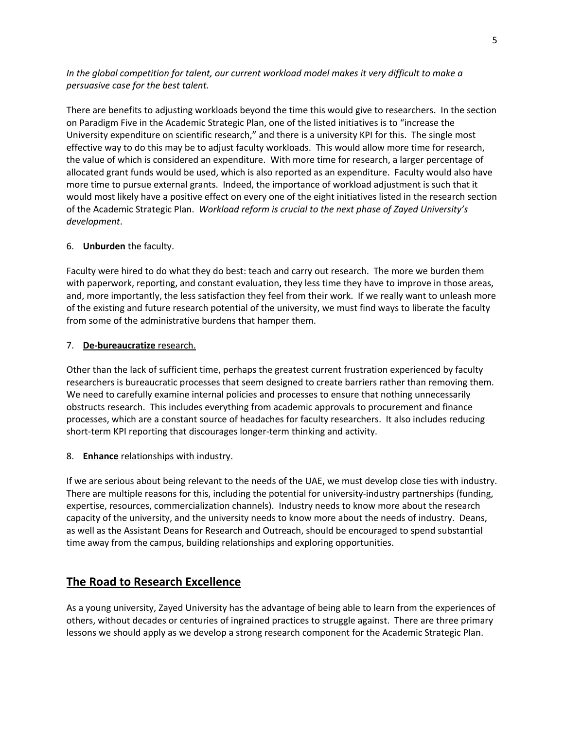*In the global competition for talent, our current workload model makes it very difficult to make a persuasive case for the best talent.*

There are benefits to adjusting workloads beyond the time this would give to researchers. In the section on Paradigm Five in the Academic Strategic Plan, one of the listed initiatives is to "increase the University expenditure on scientific research," and there is a university KPI for this. The single most effective way to do this may be to adjust faculty workloads. This would allow more time for research, the value of which is considered an expenditure. With more time for research, a larger percentage of allocated grant funds would be used, which is also reported as an expenditure. Faculty would also have more time to pursue external grants. Indeed, the importance of workload adjustment is such that it would most likely have a positive effect on every one of the eight initiatives listed in the research section of the Academic Strategic Plan. *Workload reform is crucial to the next phase of Zayed University's development*.

6. <u>**Unburden** the faculty.</u>

Faculty were hired to do what they do best: teach and carry out research. The more we burden them with paperwork, reporting, and constant evaluation, they less time they have to improve in those areas, and, more importantly, the less satisfaction they feel from their work. If we really want to unleash more of the existing and future research potential of the university, we must find ways to liberate the faculty from some of the administrative burdens that hamper them.

7. <u>**De-bureaucratize** research.</u>

Other than the lack of sufficient time, perhaps the greatest current frustration experienced by faculty researchers is bureaucratic processes that seem designed to create barriers rather than removing them. We need to carefully examine internal policies and processes to ensure that nothing unnecessarily obstructs research. This includes everything from academic approvals to procurement and finance processes, which are a constant source of headaches for faculty researchers. It also includes reducing short-term KPI reporting that discourages longer-term thinking and activity.

8. <u>**Enhance** relationships with industry.</u>

If we are serious about being relevant to the needs of the UAE, we must develop close ties with industry. There are multiple reasons for this, including the potential for university-industry partnerships (funding, expertise, resources, commercialization channels). Industry needs to know more about the research capacity of the university, and the university needs to know more about the needs of industry. Deans, as well as the Assistant Deans for Research and Outreach, should be encouraged to spend substantial time away from the campus, building relationships and exploring opportunities.

## <u>The Road to Research Excellence</u>

As a young university, Zayed University has the advantage of being able to learn from the experiences of others, without decades or centuries of ingrained practices to struggle against. There are three primary lessons we should apply as we develop a strong research component for the Academic Strategic Plan.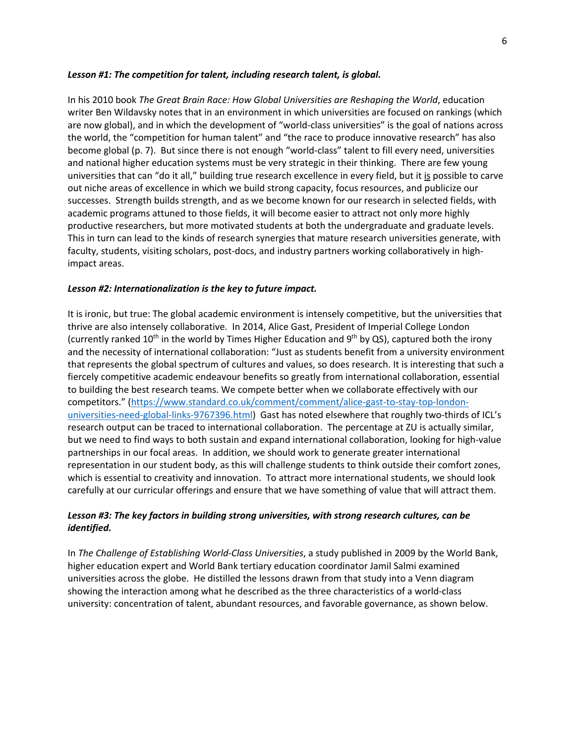***Lesson #1: The competition for talent, including research talent, is global.***

In his 2010 book *The Great Brain Race: How Global Universities are Reshaping the World*, education writer Ben Wildavsky notes that in an environment in which universities are focused on rankings (which are now global), and in which the development of "world-class universities" is the goal of nations across the world, the "competition for human talent" and "the race to produce innovative research" has also become global (p. 7). But since there is not enough "world-class" talent to fill every need, universities and national higher education systems must be very strategic in their thinking. There are few young universities that can "do it all," building true research excellence in every field, but it <u>is</u> possible to carve out niche areas of excellence in which we build strong capacity, focus resources, and publicize our successes. Strength builds strength, and as we become known for our research in selected fields, with academic programs attuned to those fields, it will become easier to attract not only more highly productive researchers, but more motivated students at both the undergraduate and graduate levels. This in turn can lead to the kinds of research synergies that mature research universities generate, with faculty, students, visiting scholars, post-docs, and industry partners working collaboratively in high-impact areas.

***Lesson #2: Internationalization is the key to future impact.***

It is ironic, but true: The global academic environment is intensely competitive, but the universities that thrive are also intensely collaborative. In 2014, Alice Gast, President of Imperial College London (currently ranked 10th in the world by Times Higher Education and 9th by QS), captured both the irony and the necessity of international collaboration: "Just as students benefit from a university environment that represents the global spectrum of cultures and values, so does research. It is interesting that such a fiercely competitive academic endeavour benefits so greatly from international collaboration, essential to building the best research teams. We compete better when we collaborate effectively with our competitors." (https://www.standard.co.uk/comment/comment/alice-gast-to-stay-top-london-universities-need-global-links-9767396.html) Gast has noted elsewhere that roughly two-thirds of ICL's research output can be traced to international collaboration. The percentage at ZU is actually similar, but we need to find ways to both sustain and expand international collaboration, looking for high-value partnerships in our focal areas. In addition, we should work to generate greater international representation in our student body, as this will challenge students to think outside their comfort zones, which is essential to creativity and innovation. To attract more international students, we should look carefully at our curricular offerings and ensure that we have something of value that will attract them.

***Lesson #3: The key factors in building strong universities, with strong research cultures, can be identified.***

In *The Challenge of Establishing World-Class Universities*, a study published in 2009 by the World Bank, higher education expert and World Bank tertiary education coordinator Jamil Salmi examined universities across the globe. He distilled the lessons drawn from that study into a Venn diagram showing the interaction among what he described as the three characteristics of a world-class university: concentration of talent, abundant resources, and favorable governance, as shown below.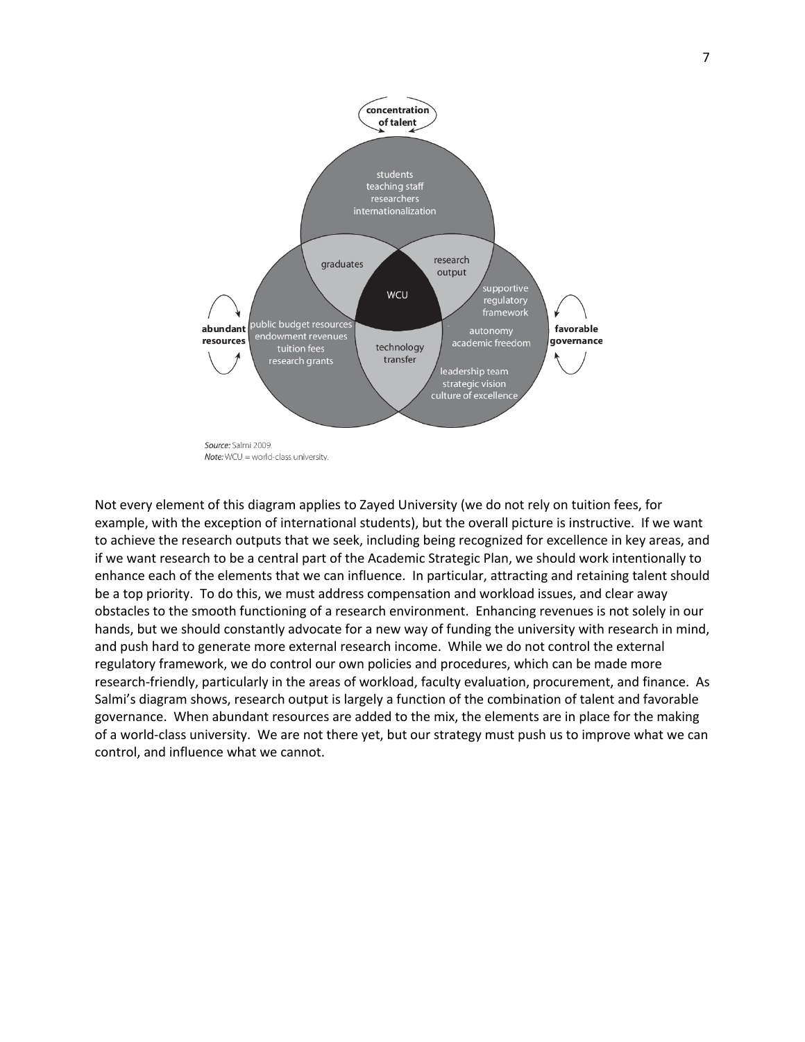concentration
of talent

students
teaching staff
researchers
internationalization

graduates

research
output

WCU

supportive
regulatory
framework

abundant
resources

public budget resources
endowment revenues
tuition fees
research grants

technology
transfer

autonomy
academic freedom

favorable
governance

leadership team
strategic vision
culture of excellence

*Source:* Salmi 2009.
*Note:* WCU = world-class university.

Not every element of this diagram applies to Zayed University (we do not rely on tuition fees, for example, with the exception of international students), but the overall picture is instructive. If we want to achieve the research outputs that we seek, including being recognized for excellence in key areas, and if we want research to be a central part of the Academic Strategic Plan, we should work intentionally to enhance each of the elements that we can influence. In particular, attracting and retaining talent should be a top priority. To do this, we must address compensation and workload issues, and clear away obstacles to the smooth functioning of a research environment. Enhancing revenues is not solely in our hands, but we should constantly advocate for a new way of funding the university with research in mind, and push hard to generate more external research income. While we do not control the external regulatory framework, we do control our own policies and procedures, which can be made more research-friendly, particularly in the areas of workload, faculty evaluation, procurement, and finance. As Salmi's diagram shows, research output is largely a function of the combination of talent and favorable governance. When abundant resources are added to the mix, the elements are in place for the making of a world-class university. We are not there yet, but our strategy must push us to improve what we can control, and influence what we cannot.